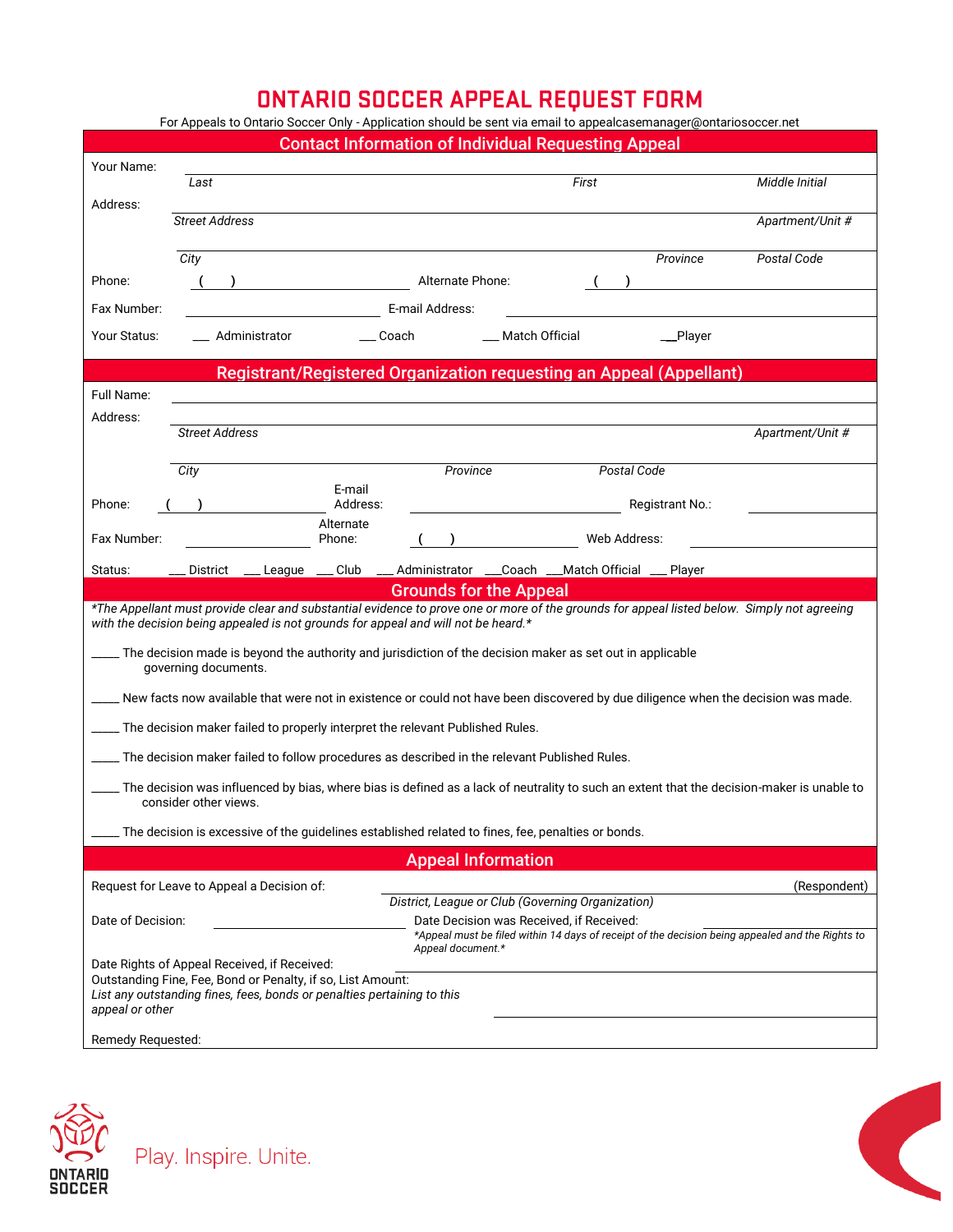# ONTARIO SOCCER APPEAL REQUEST FORM

For Appeals to Ontario Soccer Only - Application should be sent via email to appealcasemanager@ontariosoccer.net

## Contact Information of Individual Requesting Appeal

Your Name: ______________________________________________
*Last* *First* *Middle Initial*

Address: ______________________________________________
*Street Address* *Apartment/Unit #*

______________________________________________
*City* *Province* *Postal Code*

Phone: (     ) ____________________ Alternate Phone: (     ) ____________________

Fax Number: ____________________ E-mail Address: ____________________

Your Status: ___ Administrator ___ Coach ___ Match Official ___Player

## Registrant/Registered Organization requesting an Appeal (Appellant)

Full Name: ______________________________________________

Address: ______________________________________________
*Street Address* *Apartment/Unit #*

______________________________________________
*City* *Province* *Postal Code*

Phone: (     ) ____________ E-mail Address: ____________ Registrant No.: ____________

Fax Number: ____________ Alternate Phone: (     ) ____________ Web Address: ____________

Status: ___ District ___ League ___ Club ___ Administrator ___Coach ___Match Official ___ Player

## Grounds for the Appeal

*\*The Appellant must provide clear and substantial evidence to prove one or more of the grounds for appeal listed below. Simply not agreeing with the decision being appealed is not grounds for appeal and will not be heard.\**

_____ The decision made is beyond the authority and jurisdiction of the decision maker as set out in applicable governing documents.

_____ New facts now available that were not in existence or could not have been discovered by due diligence when the decision was made.

_____ The decision maker failed to properly interpret the relevant Published Rules.

_____ The decision maker failed to follow procedures as described in the relevant Published Rules.

_____ The decision was influenced by bias, where bias is defined as a lack of neutrality to such an extent that the decision-maker is unable to consider other views.

_____ The decision is excessive of the guidelines established related to fines, fee, penalties or bonds.

## Appeal Information

Request for Leave to Appeal a Decision of: ______________________________ (Respondent)
*District, League or Club (Governing Organization)*

Date of Decision: ____________________ Date Decision was Received, if Received: ____________________
*\*Appeal must be filed within 14 days of receipt of the decision being appealed and the Rights to Appeal document.\**

Date Rights of Appeal Received, if Received: ____________________

Outstanding Fine, Fee, Bond or Penalty, if so, List Amount:
*List any outstanding fines, fees, bonds or penalties pertaining to this appeal or other* ____________________

Remedy Requested:

Play. Inspire. Unite.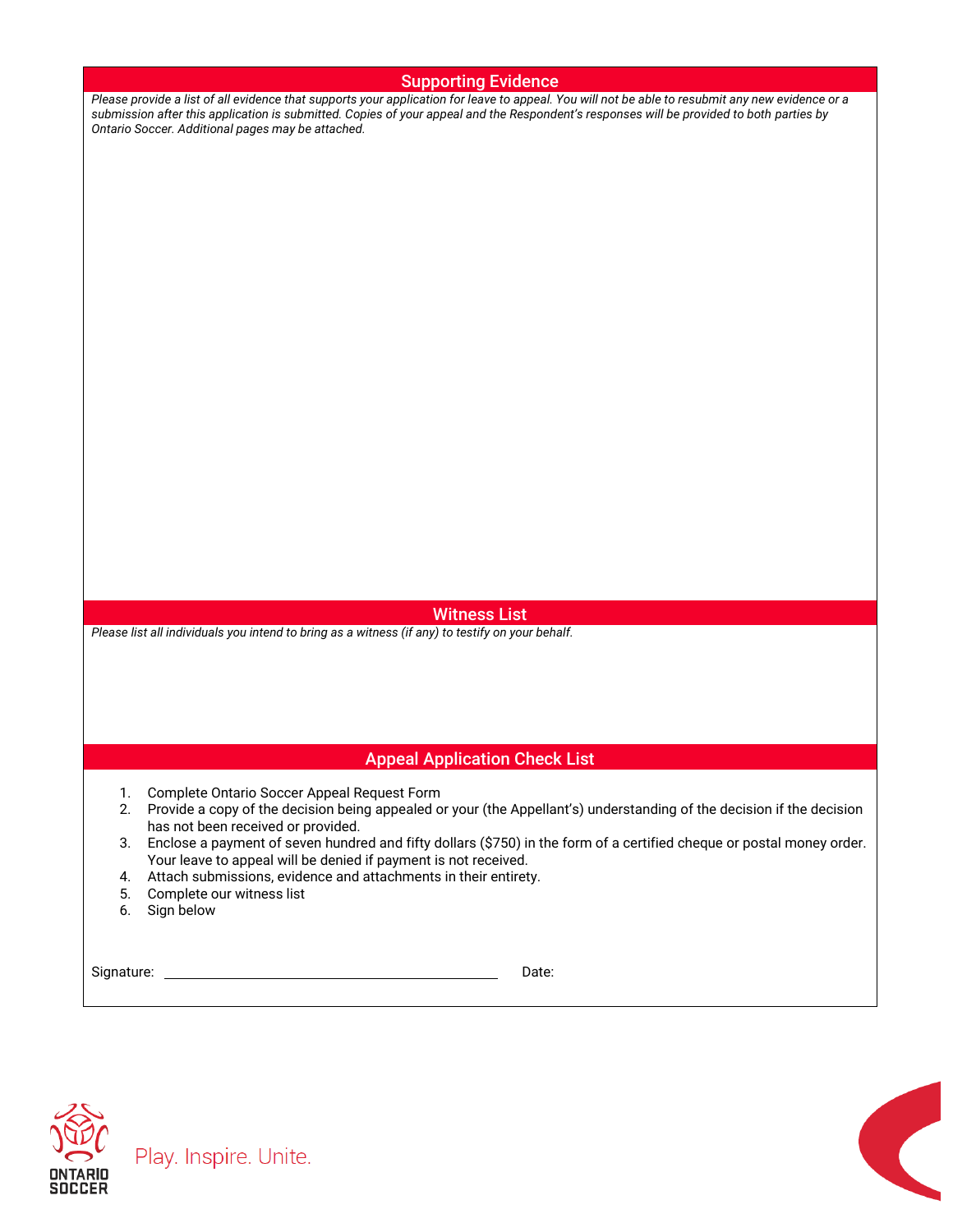## Supporting Evidence

*Please provide a list of all evidence that supports your application for leave to appeal. You will not be able to resubmit any new evidence or a submission after this application is submitted. Copies of your appeal and the Respondent's responses will be provided to both parties by Ontario Soccer. Additional pages may be attached.*

## Witness List

*Please list all individuals you intend to bring as a witness (if any) to testify on your behalf.*

## Appeal Application Check List

1. Complete Ontario Soccer Appeal Request Form
2. Provide a copy of the decision being appealed or your (the Appellant's) understanding of the decision if the decision has not been received or provided.
3. Enclose a payment of seven hundred and fifty dollars ($750) in the form of a certified cheque or postal money order. Your leave to appeal will be denied if payment is not received.
4. Attach submissions, evidence and attachments in their entirety.
5. Complete our witness list
6. Sign below

Signature: ______________________________ Date:

ONTARIO SOCCER

Play. Inspire. Unite.